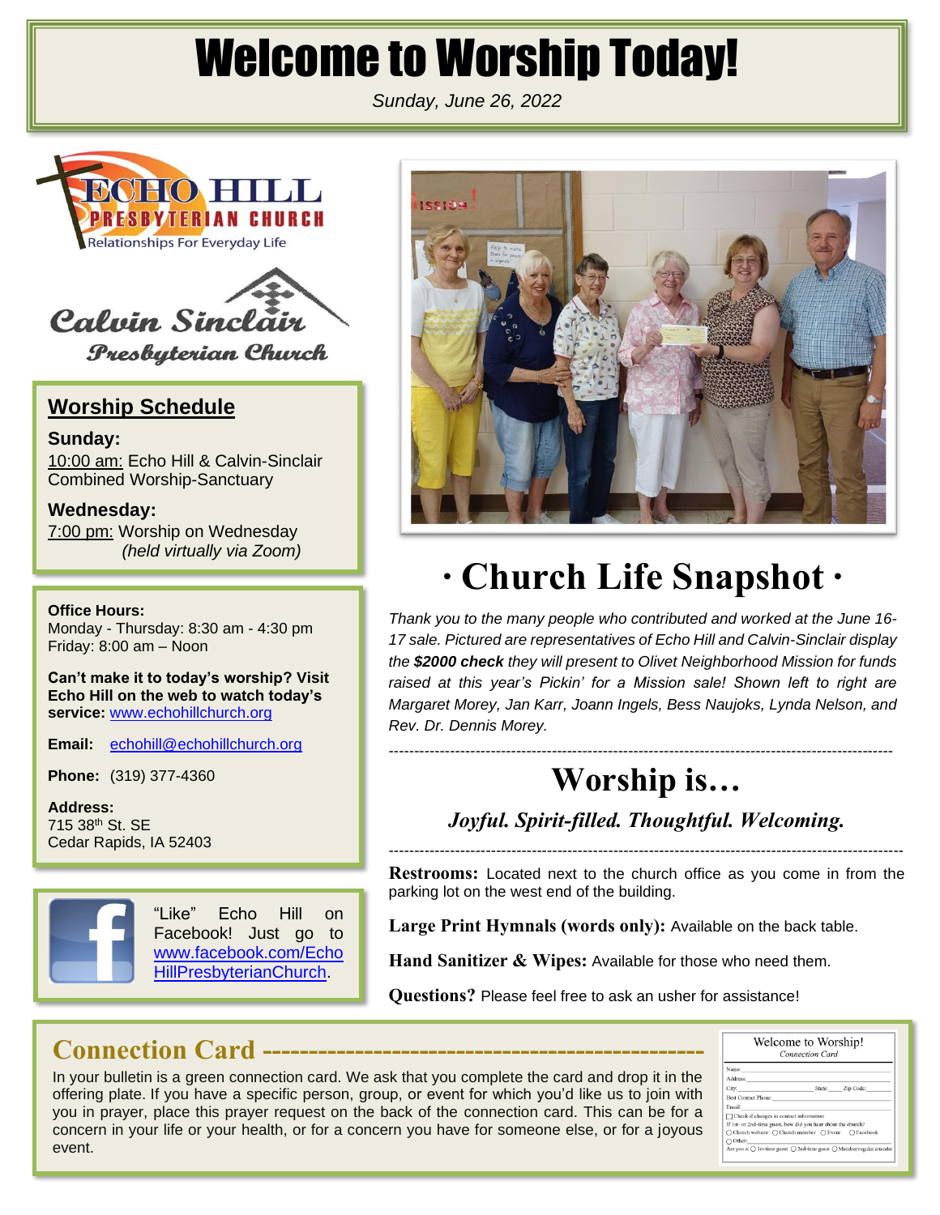# Welcome to Worship Today!

*Sunday, June 26, 2022*

ECHO HILL PRESBYTERIAN CHURCH
Relationships For Everyday Life

Calvin Sinclair Presbyterian Church

## Worship Schedule

**Sunday:**
10:00 am: Echo Hill & Calvin-Sinclair Combined Worship-Sanctuary

**Wednesday:**
7:00 pm: Worship on Wednesday *(held virtually via Zoom)*

**Office Hours:**
Monday - Thursday: 8:30 am - 4:30 pm
Friday: 8:00 am – Noon

**Can't make it to today's worship? Visit Echo Hill on the web to watch today's service:** www.echohillchurch.org

**Email:** echohill@echohillchurch.org

**Phone:** (319) 377-4360

**Address:**
715 38th St. SE
Cedar Rapids, IA 52403

"Like" Echo Hill on Facebook! Just go to www.facebook.com/EchoHillPresbyterianChurch.

# · Church Life Snapshot ·

*Thank you to the many people who contributed and worked at the June 16-17 sale. Pictured are representatives of Echo Hill and Calvin-Sinclair display the **$2000 check** they will present to Olivet Neighborhood Mission for funds raised at this year's Pickin' for a Mission sale! Shown left to right are Margaret Morey, Jan Karr, Joann Ingels, Bess Naujoks, Lynda Nelson, and Rev. Dr. Dennis Morey.*

---

# Worship is…

***Joyful. Spirit-filled. Thoughtful. Welcoming.***

---

**Restrooms:** Located next to the church office as you come in from the parking lot on the west end of the building.

**Large Print Hymnals (words only):** Available on the back table.

**Hand Sanitizer & Wipes:** Available for those who need them.

**Questions?** Please feel free to ask an usher for assistance!

## Connection Card

In your bulletin is a green connection card. We ask that you complete the card and drop it in the offering plate. If you have a specific person, group, or event for which you'd like us to join with you in prayer, place this prayer request on the back of the connection card. This can be for a concern in your life or your health, or for a concern you have for someone else, or for a joyous event.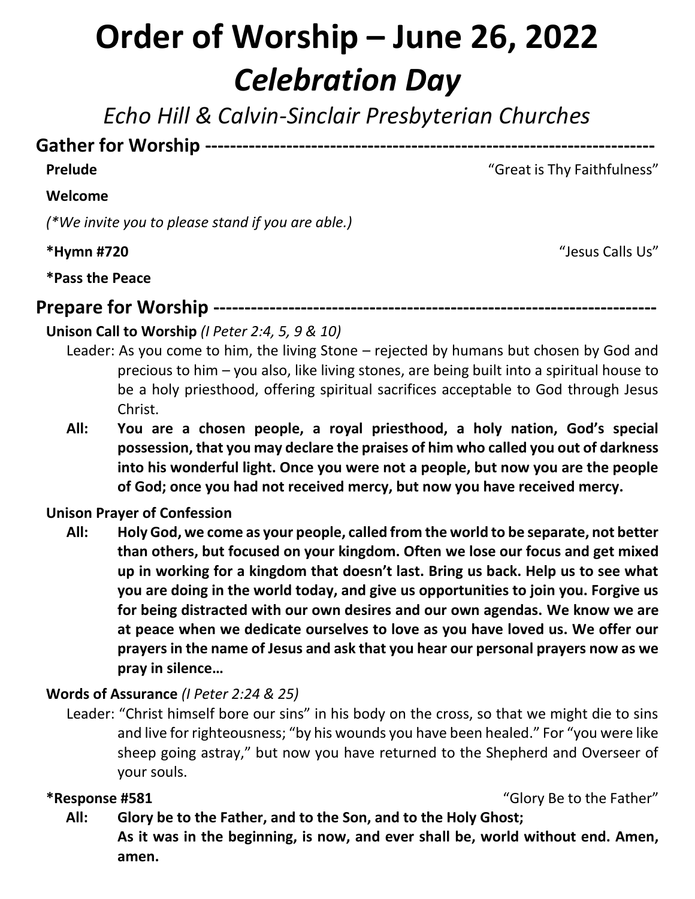# Order of Worship – June 26, 2022

# *Celebration Day*

## *Echo Hill & Calvin-Sinclair Presbyterian Churches*

## Gather for Worship

**Prelude** "Great is Thy Faithfulness"

**Welcome**

*(*We invite you to please stand if you are able.)*

***Hymn #720** "Jesus Calls Us"

***Pass the Peace**

## Prepare for Worship

**Unison Call to Worship** *(I Peter 2:4, 5, 9 & 10)*

Leader: As you come to him, the living Stone – rejected by humans but chosen by God and precious to him – you also, like living stones, are being built into a spiritual house to be a holy priesthood, offering spiritual sacrifices acceptable to God through Jesus Christ.

**All: You are a chosen people, a royal priesthood, a holy nation, God's special possession, that you may declare the praises of him who called you out of darkness into his wonderful light. Once you were not a people, but now you are the people of God; once you had not received mercy, but now you have received mercy.**

**Unison Prayer of Confession**

**All: Holy God, we come as your people, called from the world to be separate, not better than others, but focused on your kingdom. Often we lose our focus and get mixed up in working for a kingdom that doesn't last. Bring us back. Help us to see what you are doing in the world today, and give us opportunities to join you. Forgive us for being distracted with our own desires and our own agendas. We know we are at peace when we dedicate ourselves to love as you have loved us. We offer our prayers in the name of Jesus and ask that you hear our personal prayers now as we pray in silence…**

**Words of Assurance** *(I Peter 2:24 & 25)*

Leader: "Christ himself bore our sins" in his body on the cross, so that we might die to sins and live for righteousness; "by his wounds you have been healed." For "you were like sheep going astray," but now you have returned to the Shepherd and Overseer of your souls.

***Response #581** "Glory Be to the Father"

**All: Glory be to the Father, and to the Son, and to the Holy Ghost;**
**As it was in the beginning, is now, and ever shall be, world without end. Amen, amen.**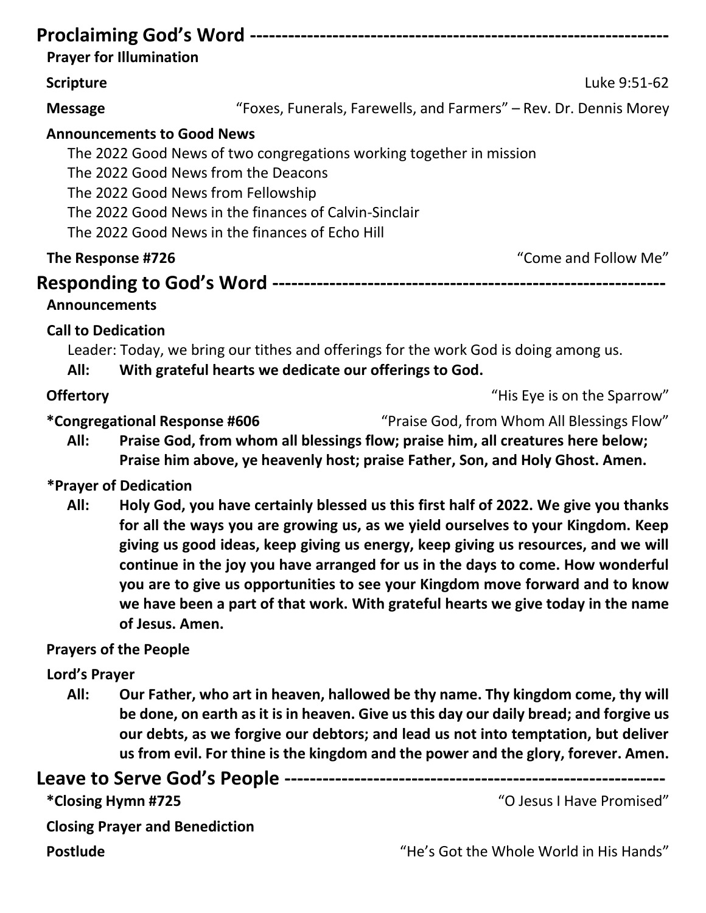## Proclaiming God's Word

**Prayer for Illumination**

**Scripture** Luke 9:51-62

**Message** "Foxes, Funerals, Farewells, and Farmers" – Rev. Dr. Dennis Morey

**Announcements to Good News**

The 2022 Good News of two congregations working together in mission
The 2022 Good News from the Deacons
The 2022 Good News from Fellowship
The 2022 Good News in the finances of Calvin-Sinclair
The 2022 Good News in the finances of Echo Hill

**The Response #726** "Come and Follow Me"

## Responding to God's Word

**Announcements**

**Call to Dedication**

Leader: Today, we bring our tithes and offerings for the work God is doing among us.

**All: With grateful hearts we dedicate our offerings to God.**

**Offertory** "His Eye is on the Sparrow"

**\*Congregational Response #606** "Praise God, from Whom All Blessings Flow"

**All: Praise God, from whom all blessings flow; praise him, all creatures here below; Praise him above, ye heavenly host; praise Father, Son, and Holy Ghost. Amen.**

**\*Prayer of Dedication**

**All: Holy God, you have certainly blessed us this first half of 2022. We give you thanks for all the ways you are growing us, as we yield ourselves to your Kingdom. Keep giving us good ideas, keep giving us energy, keep giving us resources, and we will continue in the joy you have arranged for us in the days to come. How wonderful you are to give us opportunities to see your Kingdom move forward and to know we have been a part of that work. With grateful hearts we give today in the name of Jesus. Amen.**

**Prayers of the People**

**Lord's Prayer**

**All: Our Father, who art in heaven, hallowed be thy name. Thy kingdom come, thy will be done, on earth as it is in heaven. Give us this day our daily bread; and forgive us our debts, as we forgive our debtors; and lead us not into temptation, but deliver us from evil. For thine is the kingdom and the power and the glory, forever. Amen.**

## Leave to Serve God's People

**\*Closing Hymn #725** "O Jesus I Have Promised"

**Closing Prayer and Benediction**

**Postlude** "He's Got the Whole World in His Hands"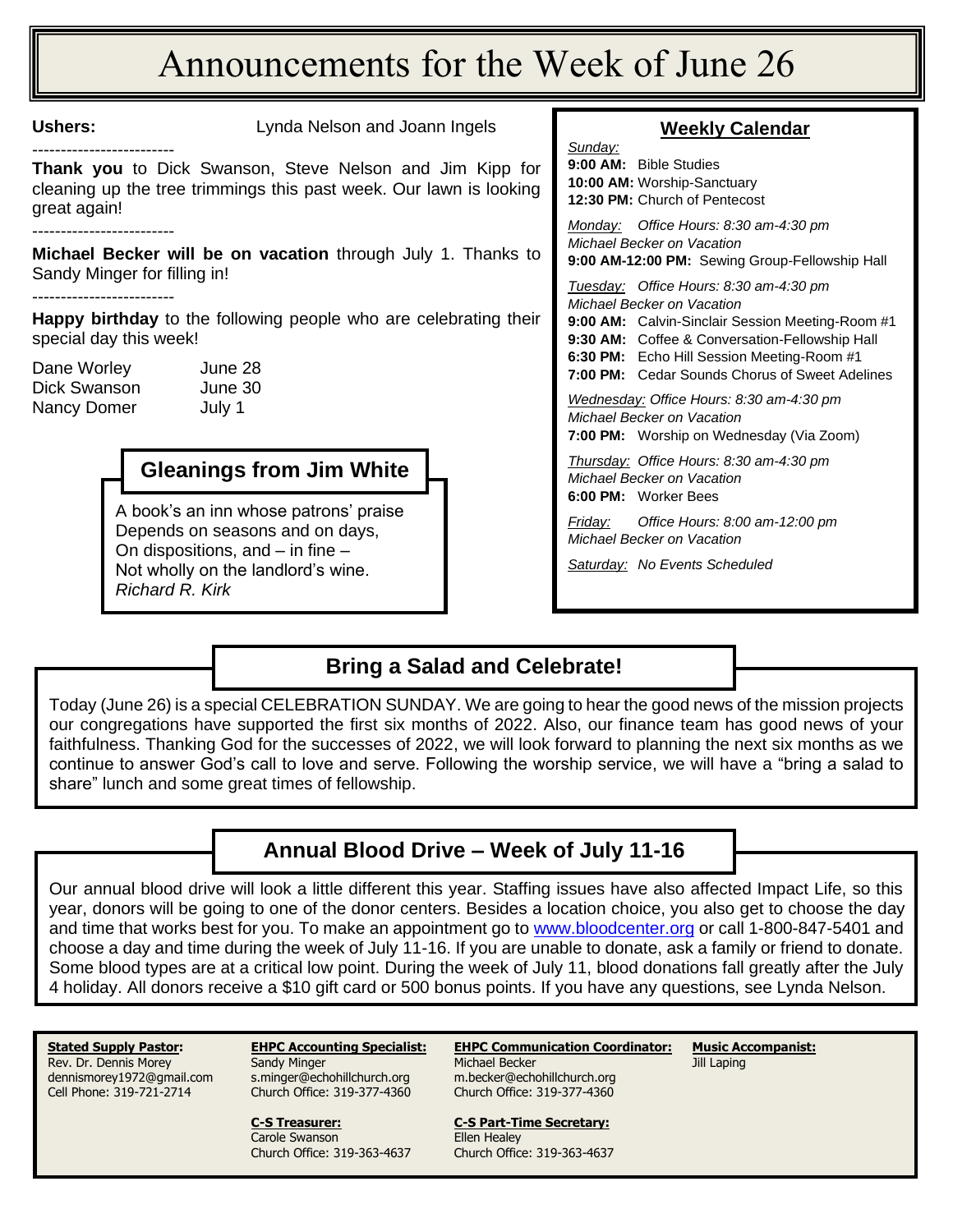# Announcements for the Week of June 26

**Ushers:** Lynda Nelson and Joann Ingels

-------------------------

**Thank you** to Dick Swanson, Steve Nelson and Jim Kipp for cleaning up the tree trimmings this past week. Our lawn is looking great again!

-------------------------

**Michael Becker will be on vacation** through July 1. Thanks to Sandy Minger for filling in!

-------------------------

**Happy birthday** to the following people who are celebrating their special day this week!

| | |
|---|---|
| Dane Worley | June 28 |
| Dick Swanson | June 30 |
| Nancy Domer | July 1 |

## Gleanings from Jim White

A book's an inn whose patrons' praise
Depends on seasons and on days,
On dispositions, and – in fine –
Not wholly on the landlord's wine.
*Richard R. Kirk*

## Weekly Calendar

*Sunday:*
**9:00 AM:** Bible Studies
**10:00 AM:** Worship-Sanctuary
**12:30 PM:** Church of Pentecost

*Monday: Office Hours: 8:30 am-4:30 pm*
*Michael Becker on Vacation*
**9:00 AM-12:00 PM:** Sewing Group-Fellowship Hall

*Tuesday: Office Hours: 8:30 am-4:30 pm*
*Michael Becker on Vacation*
**9:00 AM:** Calvin-Sinclair Session Meeting-Room #1
**9:30 AM:** Coffee & Conversation-Fellowship Hall
**6:30 PM:** Echo Hill Session Meeting-Room #1
**7:00 PM:** Cedar Sounds Chorus of Sweet Adelines

*Wednesday: Office Hours: 8:30 am-4:30 pm*
*Michael Becker on Vacation*
**7:00 PM:** Worship on Wednesday (Via Zoom)

*Thursday: Office Hours: 8:30 am-4:30 pm*
*Michael Becker on Vacation*
**6:00 PM:** Worker Bees

*Friday: Office Hours: 8:00 am-12:00 pm*
*Michael Becker on Vacation*

*Saturday: No Events Scheduled*

## Bring a Salad and Celebrate!

Today (June 26) is a special CELEBRATION SUNDAY. We are going to hear the good news of the mission projects our congregations have supported the first six months of 2022. Also, our finance team has good news of your faithfulness. Thanking God for the successes of 2022, we will look forward to planning the next six months as we continue to answer God's call to love and serve. Following the worship service, we will have a "bring a salad to share" lunch and some great times of fellowship.

## Annual Blood Drive – Week of July 11-16

Our annual blood drive will look a little different this year. Staffing issues have also affected Impact Life, so this year, donors will be going to one of the donor centers. Besides a location choice, you also get to choose the day and time that works best for you. To make an appointment go to www.bloodcenter.org or call 1-800-847-5401 and choose a day and time during the week of July 11-16. If you are unable to donate, ask a family or friend to donate. Some blood types are at a critical low point. During the week of July 11, blood donations fall greatly after the July 4 holiday. All donors receive a $10 gift card or 500 bonus points. If you have any questions, see Lynda Nelson.

**Stated Supply Pastor:**
Rev. Dr. Dennis Morey
dennismorey1972@gmail.com
Cell Phone: 319-721-2714

**EHPC Accounting Specialist:**
Sandy Minger
s.minger@echohillchurch.org
Church Office: 319-377-4360

**C-S Treasurer:**
Carole Swanson
Church Office: 319-363-4637

**EHPC Communication Coordinator:**
Michael Becker
m.becker@echohillchurch.org
Church Office: 319-377-4360

**C-S Part-Time Secretary:**
Ellen Healey
Church Office: 319-363-4637

**Music Accompanist:**
Jill Laping